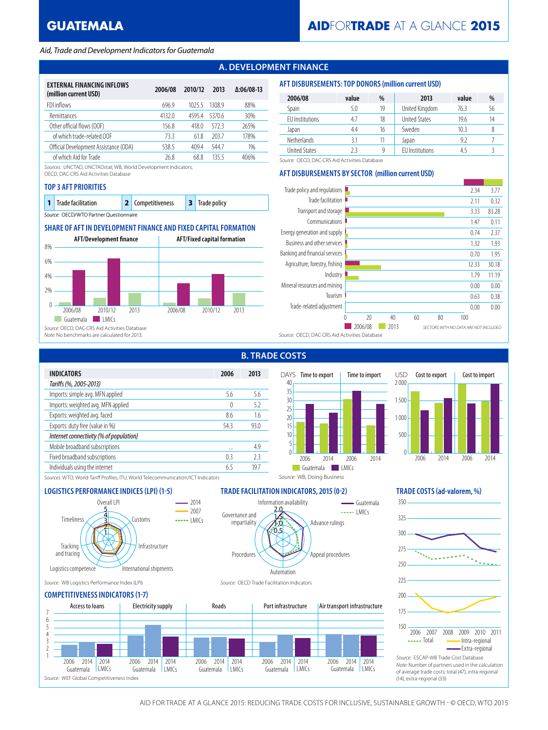# GUATEMALA

## AID FOR TRADE AT A GLANCE 2015

*Aid, Trade and Development Indicators for Guatemala*

## A. DEVELOPMENT FINANCE

| EXTERNAL FINANCING INFLOWS (million current USD) | 2006/08 | 2010/12 | 2013 | Δ:06/08-13 |
|---|---|---|---|---|
| FDI inflows | 696.9 | 1025.5 | 1308.9 | 88% |
| Remittances | 4132.0 | 4595.4 | 5370.6 | 30% |
| Other official flows (OOF) | 156.8 | 418.0 | 572.3 | 265% |
| of which trade-related OOF | 73.3 | 61.8 | 203.7 | 178% |
| Official Development Assistance (ODA) | 538.5 | 409.4 | 544.7 | 1% |
| of which Aid for Trade | 26.8 | 68.8 | 135.5 | 406% |

Sources: UNCTAD, UNCTADstat; WB, World Development Indicators; OECD, DAC-CRS Aid Activities Database

### TOP 3 AFT PRIORITIES

1 Trade facilitation | 2 Competitiveness | 3 Trade policy

Source: OECD/WTO Partner Questionnaire

### SHARE OF AFT IN DEVELOPMENT FINANCE AND FIXED CAPITAL FORMATION

AFT/Development finance; AFT/Fixed capital formation (2006/08, 2010/12, 2013; Guatemala, LMICs)

Source: OECD, DAC-CRS Aid Activities Database
Note: No benchmarks are calculated for 2013.

### AFT DISBURSEMENTS: TOP DONORS (million current USD)

| 2006/08 | value | % | 2013 | value | % |
|---|---|---|---|---|---|
| Spain | 5.0 | 19 | United Kingdom | 76.3 | 56 |
| EU Institutions | 4.7 | 18 | United States | 19.6 | 14 |
| Japan | 4.4 | 16 | Sweden | 10.3 | 8 |
| Netherlands | 3.1 | 11 | Japan | 9.2 | 7 |
| United States | 2.3 | 9 | EU Institutions | 4.5 | 3 |

Source: OECD, DAC-CRS Aid Activities Database

### AFT DISBURSEMENTS BY SECTOR (million current USD)

| Sector | 2006/08 | 2013 |
|---|---|---|
| Trade policy and regulations | 2.34 | 3.77 |
| Trade facilitation | 2.11 | 0.32 |
| Transport and storage | 3.33 | 83.28 |
| Communications | 1.47 | 0.11 |
| Energy generation and supply | 0.74 | 2.37 |
| Business and other services | 1.32 | 1.93 |
| Banking and financial services | 0.70 | 1.95 |
| Agriculture, forestry, fishing | 12.33 | 30.18 |
| Industry | 1.79 | 11.19 |
| Mineral resources and mining | 0.00 | 0.00 |
| Tourism | 0.63 | 0.38 |
| Trade-related adjustment | 0.00 | 0.00 |

SECTORS WITH NO DATA ARE NOT INCLUDED.

Source: OECD, DAC-CRS Aid Activities Database

## B. TRADE COSTS

| INDICATORS | 2006 | 2013 |
|---|---|---|
| *Tariffs (%, 2005-2013)* | | |
| Imports: simple avg. MFN applied | 5.6 | 5.6 |
| Imports: weighted avg. MFN applied | 0 | 5.2 |
| Exports: weighted avg. faced | 8.6 | 1.6 |
| Exports: duty free (value in %) | 54.3 | 93.0 |
| *Internet connectivity (% of population)* | | |
| Mobile broadband subscriptions | ... | 4.9 |
| Fixed broadband subscriptions | 0.3 | 2.3 |
| Individuals using the internet | 6.5 | 19.7 |

Sources: WTO, World Tariff Profiles; ITU, World Telecommunication/ICT Indicators

Time to export / Time to import (DAYS); Cost to export / Cost to import (USD) — 2006, 2014; Guatemala, LMICs

Source: WB, Doing Business

### LOGISTICS PERFORMANCE INDICES (LPI) (1-5)

Overall LPI, Customs, Infrastructure, International shipments, Logistics competence, Tracking and tracing, Timeliness (2014, 2007, LMICs)

Source: WB Logistics Performance Index (LPI)

### TRADE FACILITATION INDICATORS, 2015 (0-2)

Information availability, Advance rulings, Appeal procedures, Automation, Procedures, Governance and impartiality (Guatemala, LMICs)

Source: OECD Trade Facilitation Indicators

### TRADE COSTS (ad-valorem, %)

Total, Intra-regional, Extra-regional (2006–2011)

Source: ESCAP-WB Trade Cost Database
Note: Number of partners used in the calculation of average trade costs: total (47), intra-regional (14), extra-regional (33)

### COMPETITIVENESS INDICATORS (1-7)

Access to loans, Electricity supply, Roads, Port infrastructure, Air transport infrastructure (2006, 2014 Guatemala; 2014 LMICs)

Source: WEF Global Competitiveness Index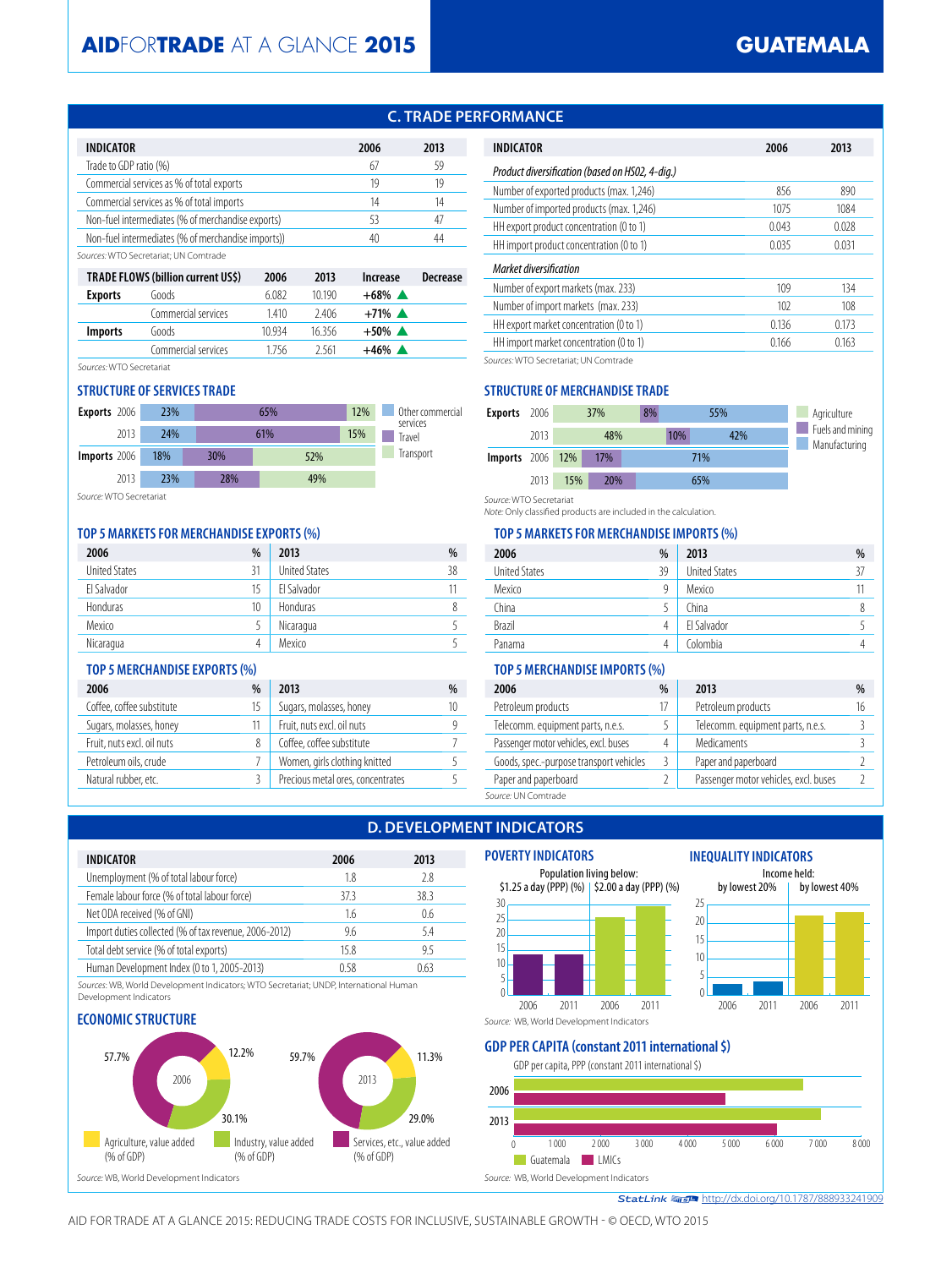# AIDFORTRADE AT A GLANCE 2015

# GUATEMALA

## C. TRADE PERFORMANCE

| INDICATOR | 2006 | 2013 |
|---|---|---|
| Trade to GDP ratio (%) | 67 | 59 |
| Commercial services as % of total exports | 19 | 19 |
| Commercial services as % of total imports | 14 | 14 |
| Non-fuel intermediates (% of merchandise exports) | 53 | 47 |
| Non-fuel intermediates (% of merchandise imports)) | 40 | 44 |

Sources: WTO Secretariat; UN Comtrade

| TRADE FLOWS (billion current US$) | | 2006 | 2013 | Increase | Decrease |
|---|---|---|---|---|---|
| Exports | Goods | 6.082 | 10.190 | +68% ▲ | |
| | Commercial services | 1.410 | 2.406 | +71% ▲ | |
| Imports | Goods | 10.934 | 16.356 | +50% ▲ | |
| | Commercial services | 1.756 | 2.561 | +46% ▲ | |

Sources: WTO Secretariat

| INDICATOR | 2006 | 2013 |
|---|---|---|
| *Product diversification (based on HS02, 4-dig.)* | | |
| Number of exported products (max. 1,246) | 856 | 890 |
| Number of imported products (max. 1,246) | 1075 | 1084 |
| HH export product concentration (0 to 1) | 0.043 | 0.028 |
| HH import product concentration (0 to 1) | 0.035 | 0.031 |
| *Market diversification* | | |
| Number of export markets (max. 233) | 109 | 134 |
| Number of import markets (max. 233) | 102 | 108 |
| HH export market concentration (0 to 1) | 0.136 | 0.173 |
| HH import market concentration (0 to 1) | 0.166 | 0.163 |

Sources: WTO Secretariat; UN Comtrade

### STRUCTURE OF SERVICES TRADE

Exports 2006: 23% 65% 12%
2013: 24% 61% 15%
Imports 2006: 18% 30% 52%
2013: 23% 28% 49%

Other commercial services
Travel
Transport

Source: WTO Secretariat

### STRUCTURE OF MERCHANDISE TRADE

Exports 2006: 37% 8% 55%
2013: 48% 10% 42%
Imports 2006: 12% 17% 71%
2013: 15% 20% 65%

Agriculture
Fuels and mining
Manufacturing

Source: WTO Secretariat
Note: Only classified products are included in the calculation.

### TOP 5 MARKETS FOR MERCHANDISE EXPORTS (%)

| 2006 | % | 2013 | % |
|---|---|---|---|
| United States | 31 | United States | 38 |
| El Salvador | 15 | El Salvador | 11 |
| Honduras | 10 | Honduras | 8 |
| Mexico | 5 | Nicaragua | 5 |
| Nicaragua | 4 | Mexico | 5 |

### TOP 5 MARKETS FOR MERCHANDISE IMPORTS (%)

| 2006 | % | 2013 | % |
|---|---|---|---|
| United States | 39 | United States | 37 |
| Mexico | 9 | Mexico | 11 |
| China | 5 | China | 8 |
| Brazil | 4 | El Salvador | 5 |
| Panama | 4 | Colombia | 4 |

### TOP 5 MERCHANDISE EXPORTS (%)

| 2006 | % | 2013 | % |
|---|---|---|---|
| Coffee, coffee substitute | 15 | Sugars, molasses, honey | 10 |
| Sugars, molasses, honey | 11 | Fruit, nuts excl. oil nuts | 9 |
| Fruit, nuts excl. oil nuts | 8 | Coffee, coffee substitute | 7 |
| Petroleum oils, crude | 7 | Women, girls clothing knitted | 5 |
| Natural rubber, etc. | 3 | Precious metal ores, concentrates | 5 |

### TOP 5 MERCHANDISE IMPORTS (%)

| 2006 | % | 2013 | % |
|---|---|---|---|
| Petroleum products | 17 | Petroleum products | 16 |
| Telecomm. equipment parts, n.e.s. | 5 | Telecomm. equipment parts, n.e.s. | 3 |
| Passenger motor vehicles, excl. buses | 4 | Medicaments | 3 |
| Goods, spec.-purpose transport vehicles | 3 | Paper and paperboard | 2 |
| Paper and paperboard | 2 | Passenger motor vehicles, excl. buses | 2 |

Source: UN Comtrade

## D. DEVELOPMENT INDICATORS

| INDICATOR | 2006 | 2013 |
|---|---|---|
| Unemployment (% of total labour force) | 1.8 | 2.8 |
| Female labour force (% of total labour force) | 37.3 | 38.3 |
| Net ODA received (% of GNI) | 1.6 | 0.6 |
| Import duties collected (% of tax revenue, 2006-2012) | 9.6 | 5.4 |
| Total debt service (% of total exports) | 15.8 | 9.5 |
| Human Development Index (0 to 1, 2005-2013) | 0.58 | 0.63 |

Sources: WB, World Development Indicators; WTO Secretariat; UNDP, International Human Development Indicators

### ECONOMIC STRUCTURE

2006: 57.7% 12.2% 30.1%
2013: 59.7% 11.3% 29.0%

Agriculture, value added (% of GDP)
Industry, value added (% of GDP)
Services, etc., value added (% of GDP)

Source: WB, World Development Indicators

### POVERTY INDICATORS

Population living below:
$1.25 a day (PPP) (%) | $2.00 a day (PPP) (%)
30 25 20 15 10 5 0
2006 2011 2006 2011

### INEQUALITY INDICATORS

Income held:
by lowest 20% | by lowest 40%
25 20 15 10 5 0
2006 2011 2006 2011

Source: WB, World Development Indicators

### GDP PER CAPITA (constant 2011 international $)

GDP per capita, PPP (constant 2011 international $)
2006
2013
0 1 000 2 000 3 000 4 000 5 000 6 000 7 000 8 000
Guatemala LMICs

Source: WB, World Development Indicators

StatLink http://dx.doi.org/10.1787/888933241909

AID FOR TRADE AT A GLANCE 2015: REDUCING TRADE COSTS FOR INCLUSIVE, SUSTAINABLE GROWTH - © OECD, WTO 2015